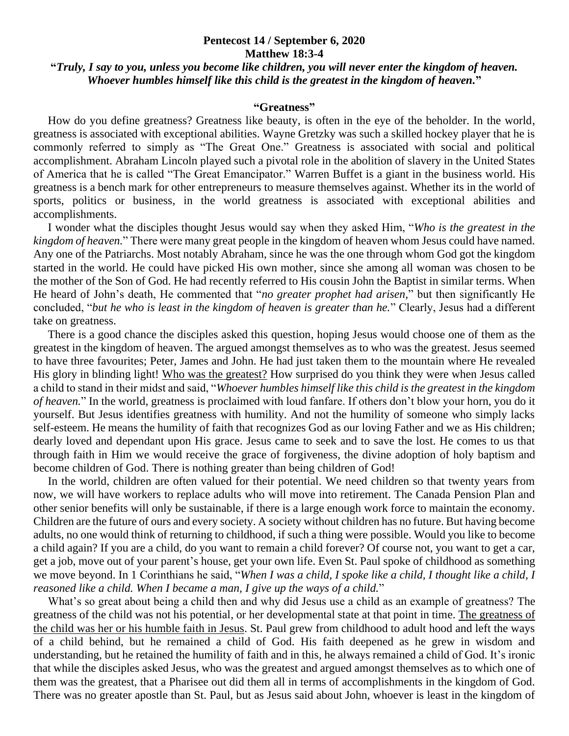**Pentecost 14 / September 6, 2020**
**Matthew 18:3-4**

**"*Truly, I say to you, unless you become like children, you will never enter the kingdom of heaven. Whoever humbles himself like this child is the greatest in the kingdom of heaven.*"**

## "Greatness"

How do you define greatness? Greatness like beauty, is often in the eye of the beholder. In the world, greatness is associated with exceptional abilities. Wayne Gretzky was such a skilled hockey player that he is commonly referred to simply as "The Great One." Greatness is associated with social and political accomplishment. Abraham Lincoln played such a pivotal role in the abolition of slavery in the United States of America that he is called "The Great Emancipator." Warren Buffet is a giant in the business world. His greatness is a bench mark for other entrepreneurs to measure themselves against. Whether its in the world of sports, politics or business, in the world greatness is associated with exceptional abilities and accomplishments.

I wonder what the disciples thought Jesus would say when they asked Him, "*Who is the greatest in the kingdom of heaven.*" There were many great people in the kingdom of heaven whom Jesus could have named. Any one of the Patriarchs. Most notably Abraham, since he was the one through whom God got the kingdom started in the world. He could have picked His own mother, since she among all woman was chosen to be the mother of the Son of God. He had recently referred to His cousin John the Baptist in similar terms. When He heard of John's death, He commented that "*no greater prophet had arisen,*" but then significantly He concluded, "*but he who is least in the kingdom of heaven is greater than he.*" Clearly, Jesus had a different take on greatness.

There is a good chance the disciples asked this question, hoping Jesus would choose one of them as the greatest in the kingdom of heaven. The argued amongst themselves as to who was the greatest. Jesus seemed to have three favourites; Peter, James and John. He had just taken them to the mountain where He revealed His glory in blinding light! <u>Who was the greatest?</u> How surprised do you think they were when Jesus called a child to stand in their midst and said, "*Whoever humbles himself like this child is the greatest in the kingdom of heaven.*" In the world, greatness is proclaimed with loud fanfare. If others don't blow your horn, you do it yourself. But Jesus identifies greatness with humility. And not the humility of someone who simply lacks self-esteem. He means the humility of faith that recognizes God as our loving Father and we as His children; dearly loved and dependant upon His grace. Jesus came to seek and to save the lost. He comes to us that through faith in Him we would receive the grace of forgiveness, the divine adoption of holy baptism and become children of God. There is nothing greater than being children of God!

In the world, children are often valued for their potential. We need children so that twenty years from now, we will have workers to replace adults who will move into retirement. The Canada Pension Plan and other senior benefits will only be sustainable, if there is a large enough work force to maintain the economy. Children are the future of ours and every society. A society without children has no future. But having become adults, no one would think of returning to childhood, if such a thing were possible. Would you like to become a child again? If you are a child, do you want to remain a child forever? Of course not, you want to get a car, get a job, move out of your parent's house, get your own life. Even St. Paul spoke of childhood as something we move beyond. In 1 Corinthians he said, "*When I was a child, I spoke like a child, I thought like a child, I reasoned like a child. When I became a man, I give up the ways of a child.*"

What's so great about being a child then and why did Jesus use a child as an example of greatness? The greatness of the child was not his potential, or her developmental state at that point in time. <u>The greatness of the child was her or his humble faith in Jesus</u>. St. Paul grew from childhood to adult hood and left the ways of a child behind, but he remained a child of God. His faith deepened as he grew in wisdom and understanding, but he retained the humility of faith and in this, he always remained a child of God. It's ironic that while the disciples asked Jesus, who was the greatest and argued amongst themselves as to which one of them was the greatest, that a Pharisee out did them all in terms of accomplishments in the kingdom of God. There was no greater apostle than St. Paul, but as Jesus said about John, whoever is least in the kingdom of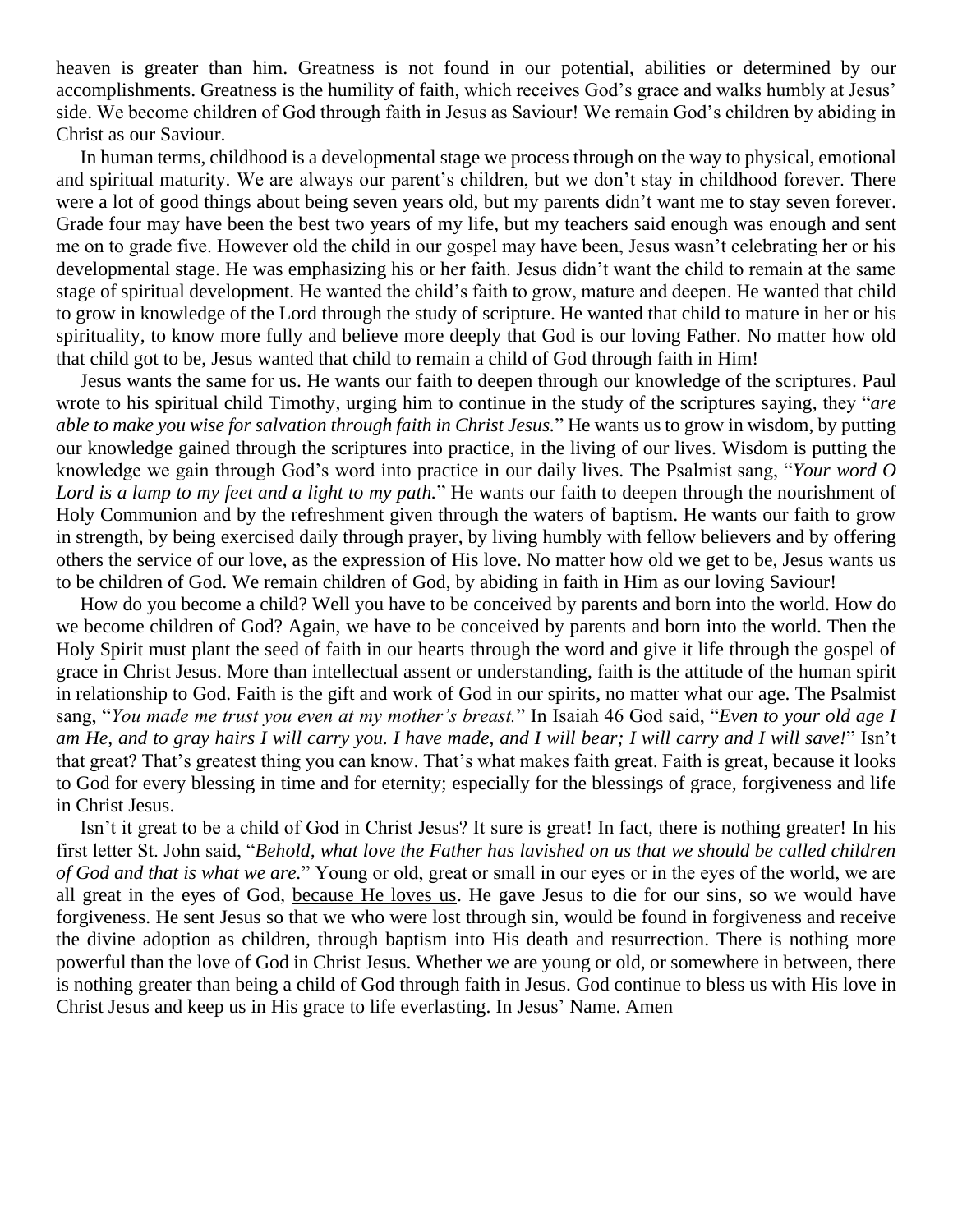heaven is greater than him. Greatness is not found in our potential, abilities or determined by our accomplishments. Greatness is the humility of faith, which receives God's grace and walks humbly at Jesus' side. We become children of God through faith in Jesus as Saviour! We remain God's children by abiding in Christ as our Saviour.

In human terms, childhood is a developmental stage we process through on the way to physical, emotional and spiritual maturity. We are always our parent's children, but we don't stay in childhood forever. There were a lot of good things about being seven years old, but my parents didn't want me to stay seven forever. Grade four may have been the best two years of my life, but my teachers said enough was enough and sent me on to grade five. However old the child in our gospel may have been, Jesus wasn't celebrating her or his developmental stage. He was emphasizing his or her faith. Jesus didn't want the child to remain at the same stage of spiritual development. He wanted the child's faith to grow, mature and deepen. He wanted that child to grow in knowledge of the Lord through the study of scripture. He wanted that child to mature in her or his spirituality, to know more fully and believe more deeply that God is our loving Father. No matter how old that child got to be, Jesus wanted that child to remain a child of God through faith in Him!

Jesus wants the same for us. He wants our faith to deepen through our knowledge of the scriptures. Paul wrote to his spiritual child Timothy, urging him to continue in the study of the scriptures saying, they "*are able to make you wise for salvation through faith in Christ Jesus.*" He wants us to grow in wisdom, by putting our knowledge gained through the scriptures into practice, in the living of our lives. Wisdom is putting the knowledge we gain through God's word into practice in our daily lives. The Psalmist sang, "*Your word O Lord is a lamp to my feet and a light to my path.*" He wants our faith to deepen through the nourishment of Holy Communion and by the refreshment given through the waters of baptism. He wants our faith to grow in strength, by being exercised daily through prayer, by living humbly with fellow believers and by offering others the service of our love, as the expression of His love. No matter how old we get to be, Jesus wants us to be children of God. We remain children of God, by abiding in faith in Him as our loving Saviour!

How do you become a child? Well you have to be conceived by parents and born into the world. How do we become children of God? Again, we have to be conceived by parents and born into the world. Then the Holy Spirit must plant the seed of faith in our hearts through the word and give it life through the gospel of grace in Christ Jesus. More than intellectual assent or understanding, faith is the attitude of the human spirit in relationship to God. Faith is the gift and work of God in our spirits, no matter what our age. The Psalmist sang, "*You made me trust you even at my mother's breast.*" In Isaiah 46 God said, "*Even to your old age I am He, and to gray hairs I will carry you. I have made, and I will bear; I will carry and I will save!*" Isn't that great? That's greatest thing you can know. That's what makes faith great. Faith is great, because it looks to God for every blessing in time and for eternity; especially for the blessings of grace, forgiveness and life in Christ Jesus.

Isn't it great to be a child of God in Christ Jesus? It sure is great! In fact, there is nothing greater! In his first letter St. John said, "*Behold, what love the Father has lavished on us that we should be called children of God and that is what we are.*" Young or old, great or small in our eyes or in the eyes of the world, we are all great in the eyes of God, <u>because He loves us</u>. He gave Jesus to die for our sins, so we would have forgiveness. He sent Jesus so that we who were lost through sin, would be found in forgiveness and receive the divine adoption as children, through baptism into His death and resurrection. There is nothing more powerful than the love of God in Christ Jesus. Whether we are young or old, or somewhere in between, there is nothing greater than being a child of God through faith in Jesus. God continue to bless us with His love in Christ Jesus and keep us in His grace to life everlasting. In Jesus' Name. Amen